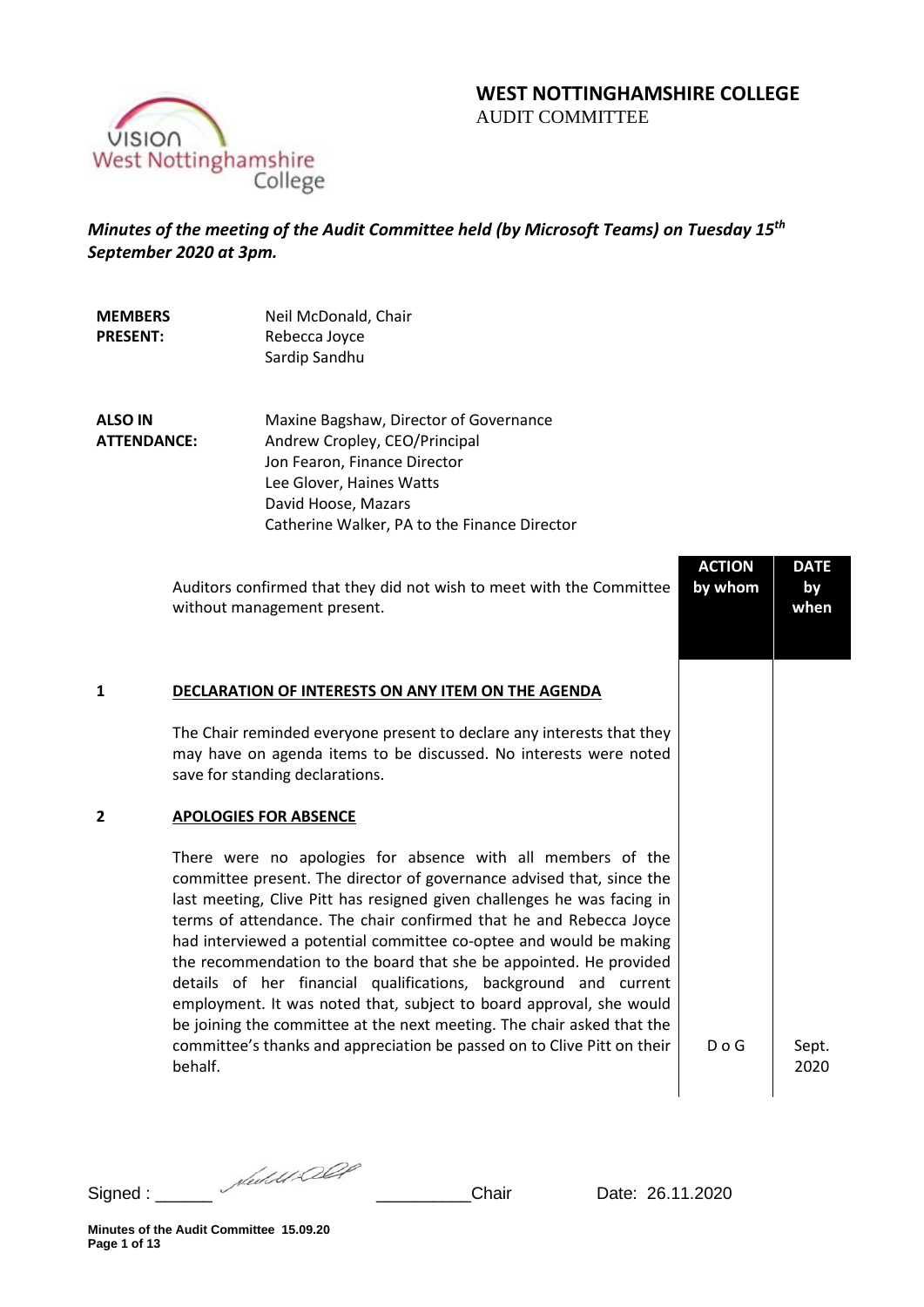# WEST NOTTINGHAMSHIRE COLLEGE

AUDIT COMMITTEE

***Minutes of the meeting of the Audit Committee held (by Microsoft Teams) on Tuesday 15th September 2020 at 3pm.***

| | |
|---|---|
| **MEMBERS PRESENT:** | Neil McDonald, Chair<br>Rebecca Joyce<br>Sardip Sandhu |
| **ALSO IN ATTENDANCE:** | Maxine Bagshaw, Director of Governance<br>Andrew Cropley, CEO/Principal<br>Jon Fearon, Finance Director<br>Lee Glover, Haines Watts<br>David Hoose, Mazars<br>Catherine Walker, PA to the Finance Director |

| | | ACTION by whom | DATE by when |
|---|---|---|---|
| | Auditors confirmed that they did not wish to meet with the Committee without management present. | | |
| **1** | **DECLARATION OF INTERESTS ON ANY ITEM ON THE AGENDA** | | |
| | The Chair reminded everyone present to declare any interests that they may have on agenda items to be discussed. No interests were noted save for standing declarations. | | |
| **2** | **APOLOGIES FOR ABSENCE** | | |
| | There were no apologies for absence with all members of the committee present. The director of governance advised that, since the last meeting, Clive Pitt has resigned given challenges he was facing in terms of attendance. The chair confirmed that he and Rebecca Joyce had interviewed a potential committee co-optee and would be making the recommendation to the board that she be appointed. He provided details of her financial qualifications, background and current employment. It was noted that, subject to board approval, she would be joining the committee at the next meeting. The chair asked that the committee's thanks and appreciation be passed on to Clive Pitt on their behalf. | D o G | Sept. 2020 |

Signed : ______ __________Chair Date: 26.11.2020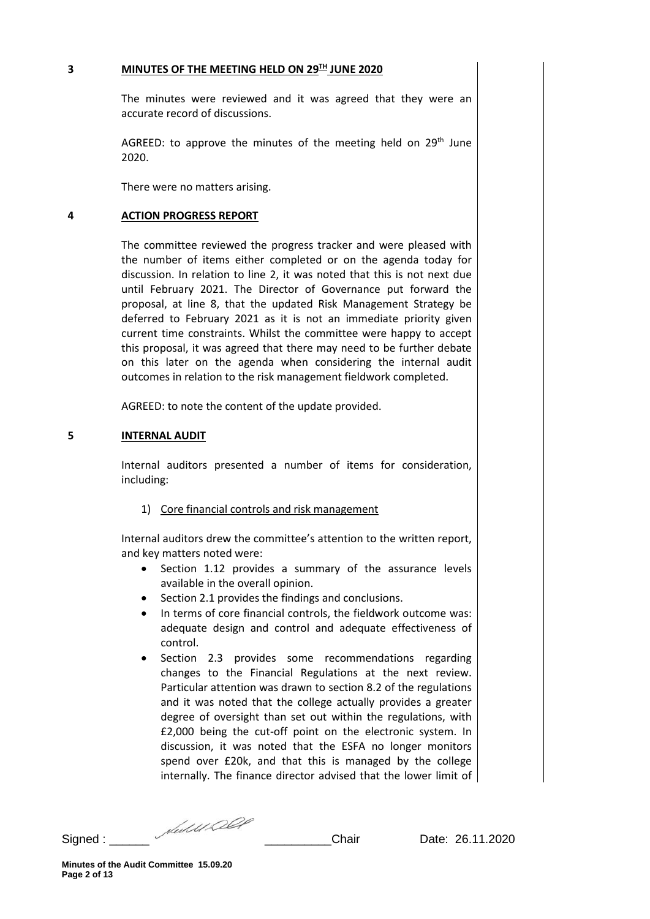**3 MINUTES OF THE MEETING HELD ON 29TH JUNE 2020**

The minutes were reviewed and it was agreed that they were an accurate record of discussions.

AGREED: to approve the minutes of the meeting held on 29th June 2020.

There were no matters arising.

**4 ACTION PROGRESS REPORT**

The committee reviewed the progress tracker and were pleased with the number of items either completed or on the agenda today for discussion. In relation to line 2, it was noted that this is not next due until February 2021. The Director of Governance put forward the proposal, at line 8, that the updated Risk Management Strategy be deferred to February 2021 as it is not an immediate priority given current time constraints. Whilst the committee were happy to accept this proposal, it was agreed that there may need to be further debate on this later on the agenda when considering the internal audit outcomes in relation to the risk management fieldwork completed.

AGREED: to note the content of the update provided.

**5 INTERNAL AUDIT**

Internal auditors presented a number of items for consideration, including:

1) Core financial controls and risk management

Internal auditors drew the committee's attention to the written report, and key matters noted were:

- Section 1.12 provides a summary of the assurance levels available in the overall opinion.
- Section 2.1 provides the findings and conclusions.
- In terms of core financial controls, the fieldwork outcome was: adequate design and control and adequate effectiveness of control.
- Section 2.3 provides some recommendations regarding changes to the Financial Regulations at the next review. Particular attention was drawn to section 8.2 of the regulations and it was noted that the college actually provides a greater degree of oversight than set out within the regulations, with £2,000 being the cut-off point on the electronic system. In discussion, it was noted that the ESFA no longer monitors spend over £20k, and that this is managed by the college internally. The finance director advised that the lower limit of

Signed : ______ __________Chair Date: 26.11.2020

**Minutes of the Audit Committee 15.09.20**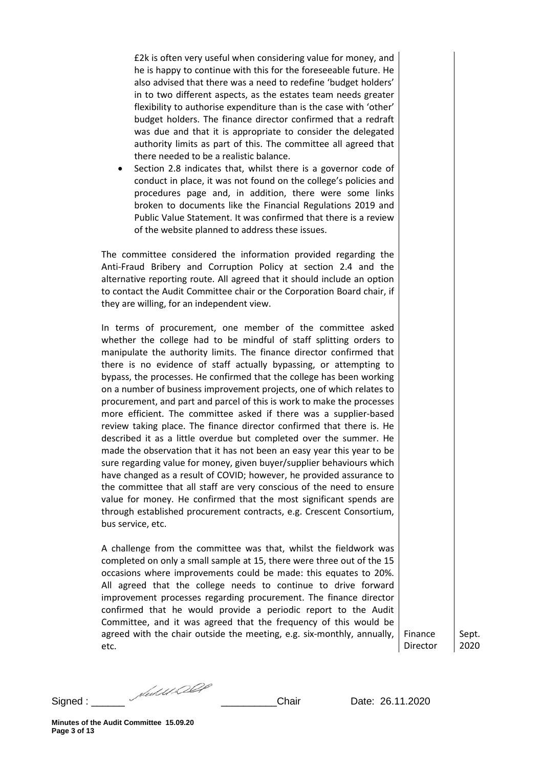£2k is often very useful when considering value for money, and he is happy to continue with this for the foreseeable future. He also advised that there was a need to redefine 'budget holders' in to two different aspects, as the estates team needs greater flexibility to authorise expenditure than is the case with 'other' budget holders. The finance director confirmed that a redraft was due and that it is appropriate to consider the delegated authority limits as part of this. The committee all agreed that there needed to be a realistic balance.

- Section 2.8 indicates that, whilst there is a governor code of conduct in place, it was not found on the college's policies and procedures page and, in addition, there were some links broken to documents like the Financial Regulations 2019 and Public Value Statement. It was confirmed that there is a review of the website planned to address these issues.

The committee considered the information provided regarding the Anti-Fraud Bribery and Corruption Policy at section 2.4 and the alternative reporting route. All agreed that it should include an option to contact the Audit Committee chair or the Corporation Board chair, if they are willing, for an independent view.

In terms of procurement, one member of the committee asked whether the college had to be mindful of staff splitting orders to manipulate the authority limits. The finance director confirmed that there is no evidence of staff actually bypassing, or attempting to bypass, the processes. He confirmed that the college has been working on a number of business improvement projects, one of which relates to procurement, and part and parcel of this is work to make the processes more efficient. The committee asked if there was a supplier-based review taking place. The finance director confirmed that there is. He described it as a little overdue but completed over the summer. He made the observation that it has not been an easy year this year to be sure regarding value for money, given buyer/supplier behaviours which have changed as a result of COVID; however, he provided assurance to the committee that all staff are very conscious of the need to ensure value for money. He confirmed that the most significant spends are through established procurement contracts, e.g. Crescent Consortium, bus service, etc.

| | | |
|---|---|---|
| A challenge from the committee was that, whilst the fieldwork was completed on only a small sample at 15, there were three out of the 15 occasions where improvements could be made: this equates to 20%. All agreed that the college needs to continue to drive forward improvement processes regarding procurement. The finance director confirmed that he would provide a periodic report to the Audit Committee, and it was agreed that the frequency of this would be agreed with the chair outside the meeting, e.g. six-monthly, annually, etc. | Finance Director | Sept. 2020 |

Signed : ______ __________Chair Date: 26.11.2020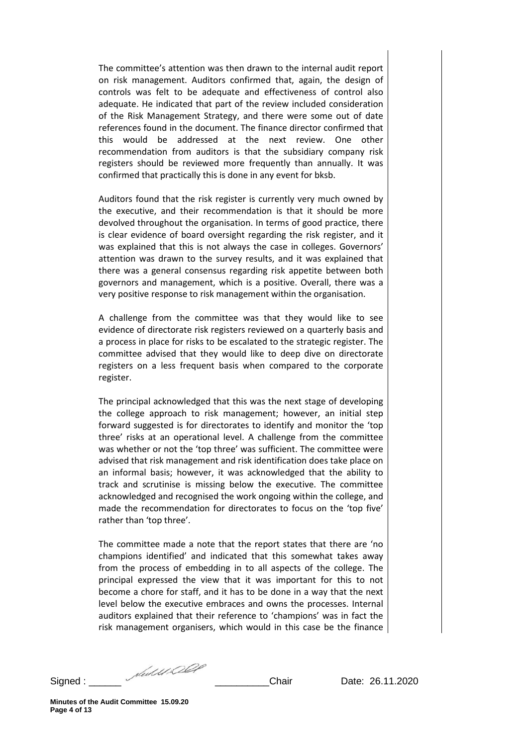The committee's attention was then drawn to the internal audit report on risk management. Auditors confirmed that, again, the design of controls was felt to be adequate and effectiveness of control also adequate. He indicated that part of the review included consideration of the Risk Management Strategy, and there were some out of date references found in the document. The finance director confirmed that this would be addressed at the next review. One other recommendation from auditors is that the subsidiary company risk registers should be reviewed more frequently than annually. It was confirmed that practically this is done in any event for bksb.

Auditors found that the risk register is currently very much owned by the executive, and their recommendation is that it should be more devolved throughout the organisation. In terms of good practice, there is clear evidence of board oversight regarding the risk register, and it was explained that this is not always the case in colleges. Governors' attention was drawn to the survey results, and it was explained that there was a general consensus regarding risk appetite between both governors and management, which is a positive. Overall, there was a very positive response to risk management within the organisation.

A challenge from the committee was that they would like to see evidence of directorate risk registers reviewed on a quarterly basis and a process in place for risks to be escalated to the strategic register. The committee advised that they would like to deep dive on directorate registers on a less frequent basis when compared to the corporate register.

The principal acknowledged that this was the next stage of developing the college approach to risk management; however, an initial step forward suggested is for directorates to identify and monitor the 'top three' risks at an operational level. A challenge from the committee was whether or not the 'top three' was sufficient. The committee were advised that risk management and risk identification does take place on an informal basis; however, it was acknowledged that the ability to track and scrutinise is missing below the executive. The committee acknowledged and recognised the work ongoing within the college, and made the recommendation for directorates to focus on the 'top five' rather than 'top three'.

The committee made a note that the report states that there are 'no champions identified' and indicated that this somewhat takes away from the process of embedding in to all aspects of the college. The principal expressed the view that it was important for this to not become a chore for staff, and it has to be done in a way that the next level below the executive embraces and owns the processes. Internal auditors explained that their reference to 'champions' was in fact the risk management organisers, which would in this case be the finance

Signed : ______ __________Chair Date: 26.11.2020

Minutes of the Audit Committee 15.09.20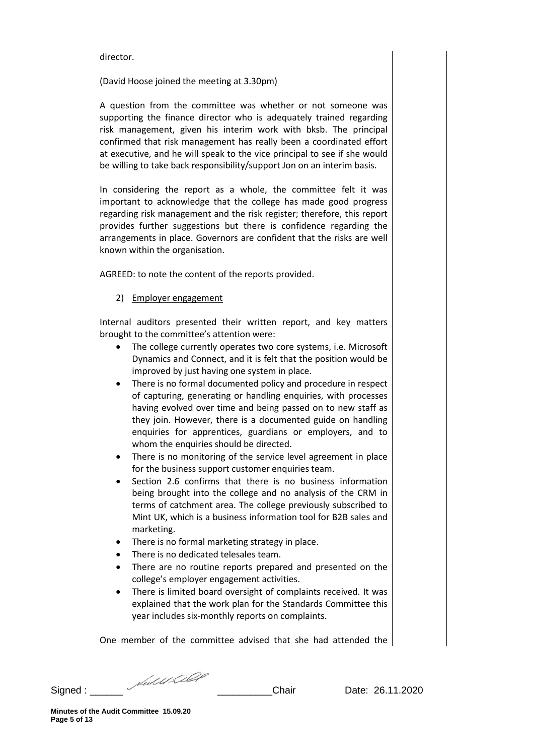director.

(David Hoose joined the meeting at 3.30pm)

A question from the committee was whether or not someone was supporting the finance director who is adequately trained regarding risk management, given his interim work with bksb. The principal confirmed that risk management has really been a coordinated effort at executive, and he will speak to the vice principal to see if she would be willing to take back responsibility/support Jon on an interim basis.

In considering the report as a whole, the committee felt it was important to acknowledge that the college has made good progress regarding risk management and the risk register; therefore, this report provides further suggestions but there is confidence regarding the arrangements in place. Governors are confident that the risks are well known within the organisation.

AGREED: to note the content of the reports provided.

2) Employer engagement

Internal auditors presented their written report, and key matters brought to the committee's attention were:

- The college currently operates two core systems, i.e. Microsoft Dynamics and Connect, and it is felt that the position would be improved by just having one system in place.
- There is no formal documented policy and procedure in respect of capturing, generating or handling enquiries, with processes having evolved over time and being passed on to new staff as they join. However, there is a documented guide on handling enquiries for apprentices, guardians or employers, and to whom the enquiries should be directed.
- There is no monitoring of the service level agreement in place for the business support customer enquiries team.
- Section 2.6 confirms that there is no business information being brought into the college and no analysis of the CRM in terms of catchment area. The college previously subscribed to Mint UK, which is a business information tool for B2B sales and marketing.
- There is no formal marketing strategy in place.
- There is no dedicated telesales team.
- There are no routine reports prepared and presented on the college's employer engagement activities.
- There is limited board oversight of complaints received. It was explained that the work plan for the Standards Committee this year includes six-monthly reports on complaints.

One member of the committee advised that she had attended the

Signed : ______ __________Chair Date: 26.11.2020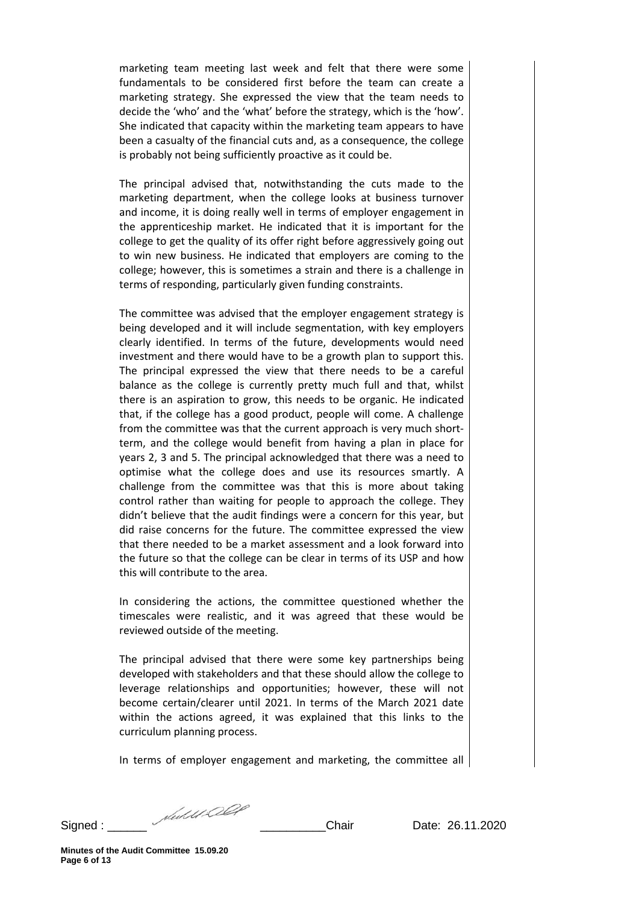marketing team meeting last week and felt that there were some fundamentals to be considered first before the team can create a marketing strategy. She expressed the view that the team needs to decide the 'who' and the 'what' before the strategy, which is the 'how'. She indicated that capacity within the marketing team appears to have been a casualty of the financial cuts and, as a consequence, the college is probably not being sufficiently proactive as it could be.

The principal advised that, notwithstanding the cuts made to the marketing department, when the college looks at business turnover and income, it is doing really well in terms of employer engagement in the apprenticeship market. He indicated that it is important for the college to get the quality of its offer right before aggressively going out to win new business. He indicated that employers are coming to the college; however, this is sometimes a strain and there is a challenge in terms of responding, particularly given funding constraints.

The committee was advised that the employer engagement strategy is being developed and it will include segmentation, with key employers clearly identified. In terms of the future, developments would need investment and there would have to be a growth plan to support this. The principal expressed the view that there needs to be a careful balance as the college is currently pretty much full and that, whilst there is an aspiration to grow, this needs to be organic. He indicated that, if the college has a good product, people will come. A challenge from the committee was that the current approach is very much short-term, and the college would benefit from having a plan in place for years 2, 3 and 5. The principal acknowledged that there was a need to optimise what the college does and use its resources smartly. A challenge from the committee was that this is more about taking control rather than waiting for people to approach the college. They didn't believe that the audit findings were a concern for this year, but did raise concerns for the future. The committee expressed the view that there needed to be a market assessment and a look forward into the future so that the college can be clear in terms of its USP and how this will contribute to the area.

In considering the actions, the committee questioned whether the timescales were realistic, and it was agreed that these would be reviewed outside of the meeting.

The principal advised that there were some key partnerships being developed with stakeholders and that these should allow the college to leverage relationships and opportunities; however, these will not become certain/clearer until 2021. In terms of the March 2021 date within the actions agreed, it was explained that this links to the curriculum planning process.

In terms of employer engagement and marketing, the committee all

Signed : ______ __________Chair Date: 26.11.2020

Minutes of the Audit Committee 15.09.20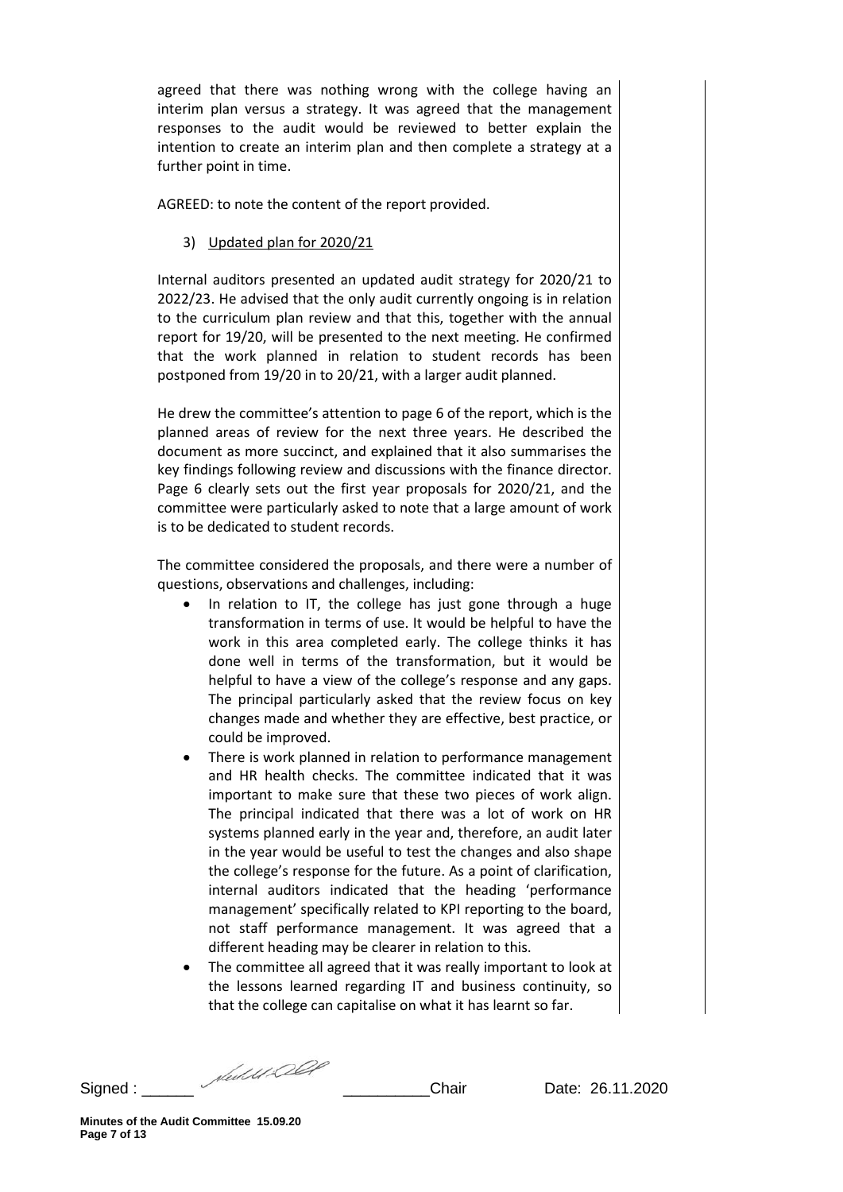agreed that there was nothing wrong with the college having an interim plan versus a strategy. It was agreed that the management responses to the audit would be reviewed to better explain the intention to create an interim plan and then complete a strategy at a further point in time.

AGREED: to note the content of the report provided.

3) Updated plan for 2020/21

Internal auditors presented an updated audit strategy for 2020/21 to 2022/23. He advised that the only audit currently ongoing is in relation to the curriculum plan review and that this, together with the annual report for 19/20, will be presented to the next meeting. He confirmed that the work planned in relation to student records has been postponed from 19/20 in to 20/21, with a larger audit planned.

He drew the committee's attention to page 6 of the report, which is the planned areas of review for the next three years. He described the document as more succinct, and explained that it also summarises the key findings following review and discussions with the finance director. Page 6 clearly sets out the first year proposals for 2020/21, and the committee were particularly asked to note that a large amount of work is to be dedicated to student records.

The committee considered the proposals, and there were a number of questions, observations and challenges, including:

- In relation to IT, the college has just gone through a huge transformation in terms of use. It would be helpful to have the work in this area completed early. The college thinks it has done well in terms of the transformation, but it would be helpful to have a view of the college's response and any gaps. The principal particularly asked that the review focus on key changes made and whether they are effective, best practice, or could be improved.
- There is work planned in relation to performance management and HR health checks. The committee indicated that it was important to make sure that these two pieces of work align. The principal indicated that there was a lot of work on HR systems planned early in the year and, therefore, an audit later in the year would be useful to test the changes and also shape the college's response for the future. As a point of clarification, internal auditors indicated that the heading 'performance management' specifically related to KPI reporting to the board, not staff performance management. It was agreed that a different heading may be clearer in relation to this.
- The committee all agreed that it was really important to look at the lessons learned regarding IT and business continuity, so that the college can capitalise on what it has learnt so far.

Signed : ______ __________Chair Date: 26.11.2020

Minutes of the Audit Committee 15.09.20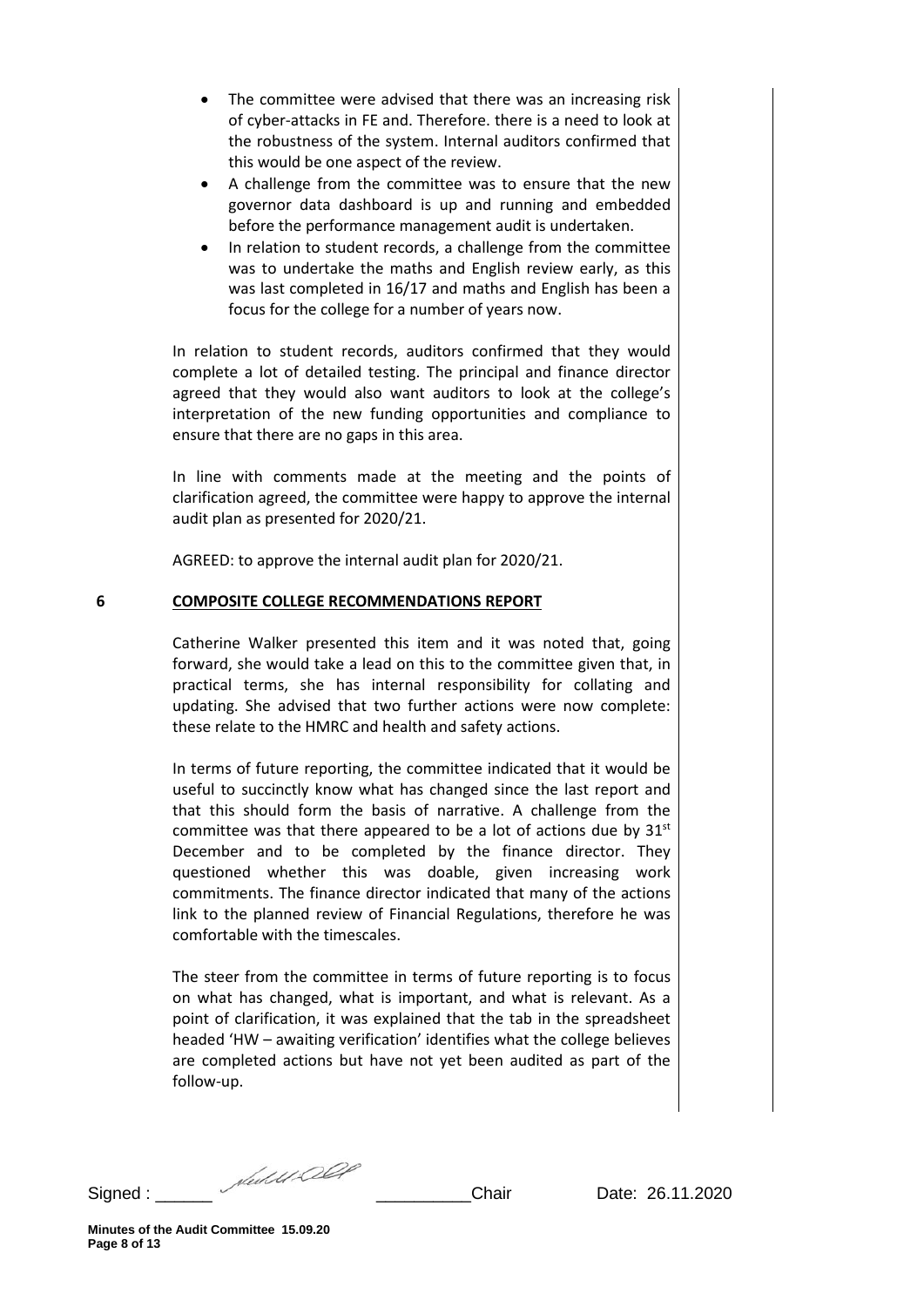- The committee were advised that there was an increasing risk of cyber-attacks in FE and. Therefore. there is a need to look at the robustness of the system. Internal auditors confirmed that this would be one aspect of the review.
- A challenge from the committee was to ensure that the new governor data dashboard is up and running and embedded before the performance management audit is undertaken.
- In relation to student records, a challenge from the committee was to undertake the maths and English review early, as this was last completed in 16/17 and maths and English has been a focus for the college for a number of years now.

In relation to student records, auditors confirmed that they would complete a lot of detailed testing. The principal and finance director agreed that they would also want auditors to look at the college's interpretation of the new funding opportunities and compliance to ensure that there are no gaps in this area.

In line with comments made at the meeting and the points of clarification agreed, the committee were happy to approve the internal audit plan as presented for 2020/21.

AGREED: to approve the internal audit plan for 2020/21.

## 6 COMPOSITE COLLEGE RECOMMENDATIONS REPORT

Catherine Walker presented this item and it was noted that, going forward, she would take a lead on this to the committee given that, in practical terms, she has internal responsibility for collating and updating. She advised that two further actions were now complete: these relate to the HMRC and health and safety actions.

In terms of future reporting, the committee indicated that it would be useful to succinctly know what has changed since the last report and that this should form the basis of narrative. A challenge from the committee was that there appeared to be a lot of actions due by 31st December and to be completed by the finance director. They questioned whether this was doable, given increasing work commitments. The finance director indicated that many of the actions link to the planned review of Financial Regulations, therefore he was comfortable with the timescales.

The steer from the committee in terms of future reporting is to focus on what has changed, what is important, and what is relevant. As a point of clarification, it was explained that the tab in the spreadsheet headed 'HW – awaiting verification' identifies what the college believes are completed actions but have not yet been audited as part of the follow-up.

Signed : ______ __________Chair Date: 26.11.2020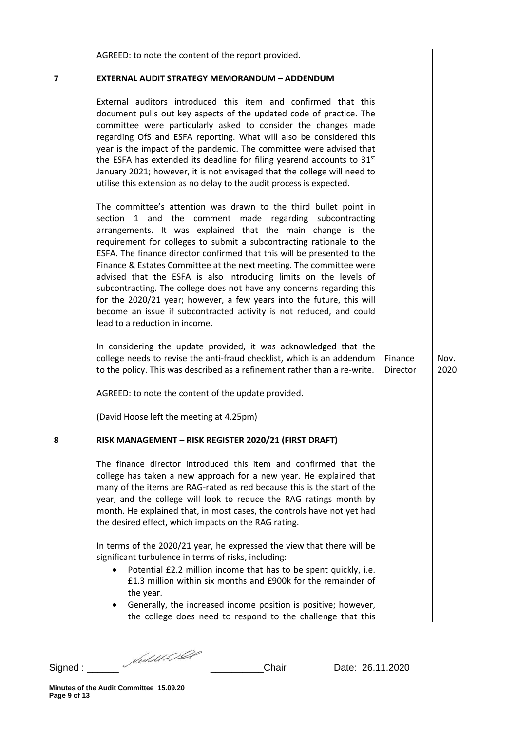AGREED: to note the content of the report provided.

## 7 EXTERNAL AUDIT STRATEGY MEMORANDUM – ADDENDUM

External auditors introduced this item and confirmed that this document pulls out key aspects of the updated code of practice. The committee were particularly asked to consider the changes made regarding OfS and ESFA reporting. What will also be considered this year is the impact of the pandemic. The committee were advised that the ESFA has extended its deadline for filing yearend accounts to 31st January 2021; however, it is not envisaged that the college will need to utilise this extension as no delay to the audit process is expected.

The committee's attention was drawn to the third bullet point in section 1 and the comment made regarding subcontracting arrangements. It was explained that the main change is the requirement for colleges to submit a subcontracting rationale to the ESFA. The finance director confirmed that this will be presented to the Finance & Estates Committee at the next meeting. The committee were advised that the ESFA is also introducing limits on the levels of subcontracting. The college does not have any concerns regarding this for the 2020/21 year; however, a few years into the future, this will become an issue if subcontracted activity is not reduced, and could lead to a reduction in income.

| | | |
|---|---|---|
| In considering the update provided, it was acknowledged that the college needs to revise the anti-fraud checklist, which is an addendum to the policy. This was described as a refinement rather than a re-write. | Finance Director | Nov. 2020 |

AGREED: to note the content of the update provided.

(David Hoose left the meeting at 4.25pm)

## 8 RISK MANAGEMENT – RISK REGISTER 2020/21 (FIRST DRAFT)

The finance director introduced this item and confirmed that the college has taken a new approach for a new year. He explained that many of the items are RAG-rated as red because this is the start of the year, and the college will look to reduce the RAG ratings month by month. He explained that, in most cases, the controls have not yet had the desired effect, which impacts on the RAG rating.

In terms of the 2020/21 year, he expressed the view that there will be significant turbulence in terms of risks, including:

- Potential £2.2 million income that has to be spent quickly, i.e. £1.3 million within six months and £900k for the remainder of the year.
- Generally, the increased income position is positive; however, the college does need to respond to the challenge that this

Signed : ______ __________Chair Date: 26.11.2020

Minutes of the Audit Committee 15.09.20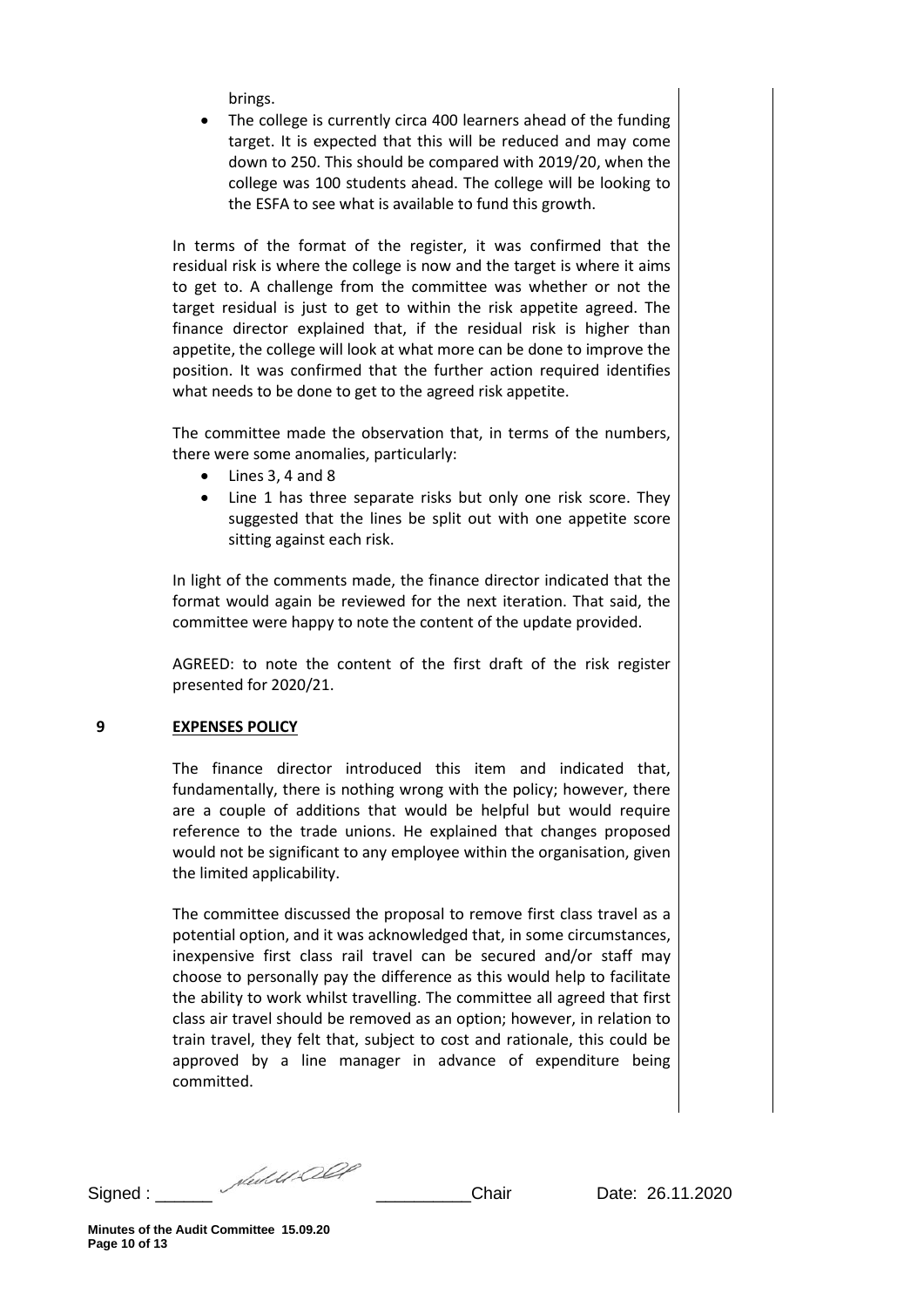brings.

- The college is currently circa 400 learners ahead of the funding target. It is expected that this will be reduced and may come down to 250. This should be compared with 2019/20, when the college was 100 students ahead. The college will be looking to the ESFA to see what is available to fund this growth.

In terms of the format of the register, it was confirmed that the residual risk is where the college is now and the target is where it aims to get to. A challenge from the committee was whether or not the target residual is just to get to within the risk appetite agreed. The finance director explained that, if the residual risk is higher than appetite, the college will look at what more can be done to improve the position. It was confirmed that the further action required identifies what needs to be done to get to the agreed risk appetite.

The committee made the observation that, in terms of the numbers, there were some anomalies, particularly:

- Lines 3, 4 and 8
- Line 1 has three separate risks but only one risk score. They suggested that the lines be split out with one appetite score sitting against each risk.

In light of the comments made, the finance director indicated that the format would again be reviewed for the next iteration. That said, the committee were happy to note the content of the update provided.

AGREED: to note the content of the first draft of the risk register presented for 2020/21.

## 9 EXPENSES POLICY

The finance director introduced this item and indicated that, fundamentally, there is nothing wrong with the policy; however, there are a couple of additions that would be helpful but would require reference to the trade unions. He explained that changes proposed would not be significant to any employee within the organisation, given the limited applicability.

The committee discussed the proposal to remove first class travel as a potential option, and it was acknowledged that, in some circumstances, inexpensive first class rail travel can be secured and/or staff may choose to personally pay the difference as this would help to facilitate the ability to work whilst travelling. The committee all agreed that first class air travel should be removed as an option; however, in relation to train travel, they felt that, subject to cost and rationale, this could be approved by a line manager in advance of expenditure being committed.

Signed : ______ __________Chair Date: 26.11.2020

**Minutes of the Audit Committee 15.09.20**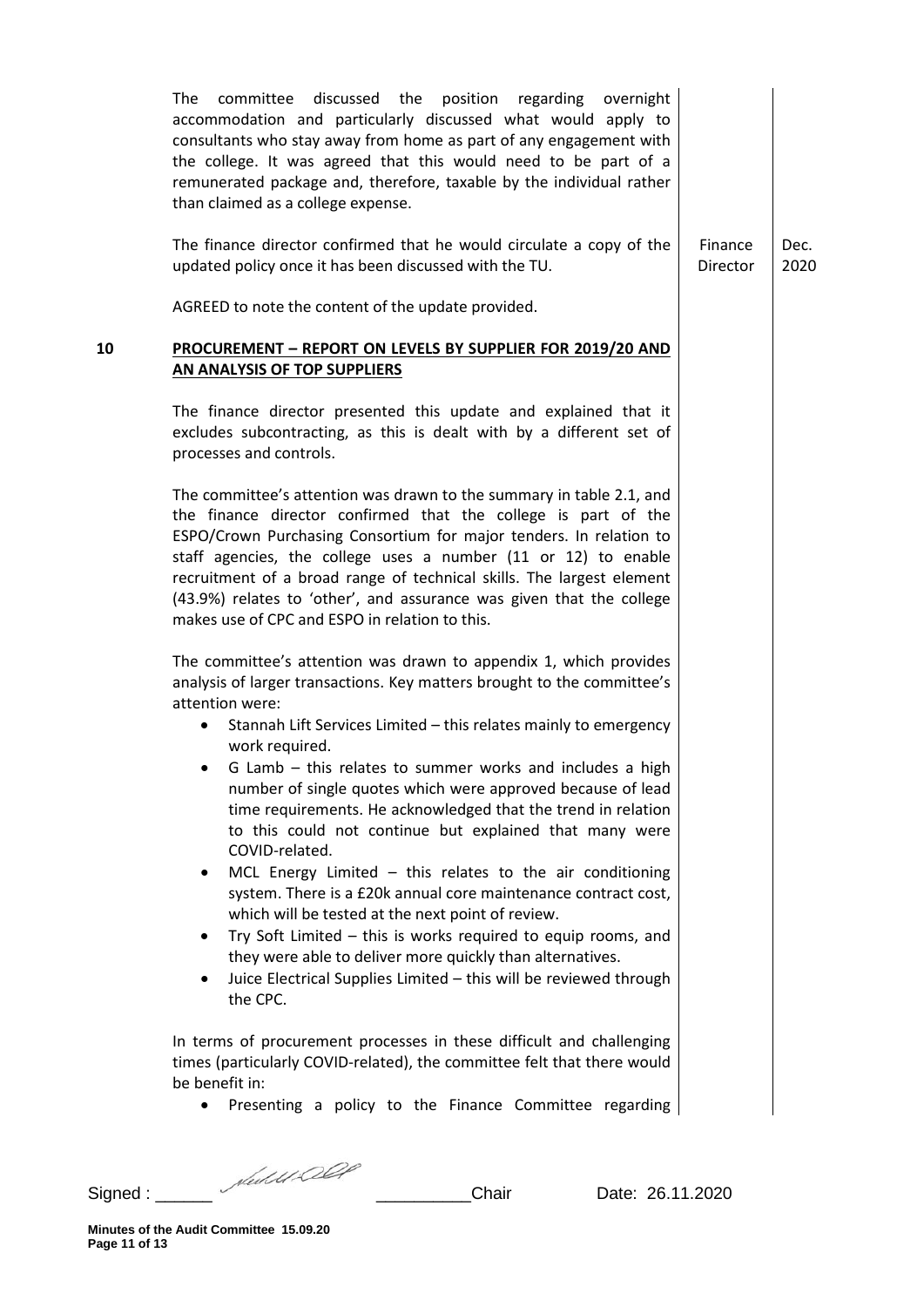| | | | |
|---|---|---|---|
| | The committee discussed the position regarding overnight accommodation and particularly discussed what would apply to consultants who stay away from home as part of any engagement with the college. It was agreed that this would need to be part of a remunerated package and, therefore, taxable by the individual rather than claimed as a college expense. | | |
| | The finance director confirmed that he would circulate a copy of the updated policy once it has been discussed with the TU. | Finance Director | Dec. 2020 |
| | AGREED to note the content of the update provided. | | |
| **10** | **PROCUREMENT – REPORT ON LEVELS BY SUPPLIER FOR 2019/20 AND AN ANALYSIS OF TOP SUPPLIERS** | | |
| | The finance director presented this update and explained that it excludes subcontracting, as this is dealt with by a different set of processes and controls. | | |
| | The committee's attention was drawn to the summary in table 2.1, and the finance director confirmed that the college is part of the ESPO/Crown Purchasing Consortium for major tenders. In relation to staff agencies, the college uses a number (11 or 12) to enable recruitment of a broad range of technical skills. The largest element (43.9%) relates to 'other', and assurance was given that the college makes use of CPC and ESPO in relation to this. | | |
| | The committee's attention was drawn to appendix 1, which provides analysis of larger transactions. Key matters brought to the committee's attention were:<br>• Stannah Lift Services Limited – this relates mainly to emergency work required.<br>• G Lamb – this relates to summer works and includes a high number of single quotes which were approved because of lead time requirements. He acknowledged that the trend in relation to this could not continue but explained that many were COVID-related.<br>• MCL Energy Limited – this relates to the air conditioning system. There is a £20k annual core maintenance contract cost, which will be tested at the next point of review.<br>• Try Soft Limited – this is works required to equip rooms, and they were able to deliver more quickly than alternatives.<br>• Juice Electrical Supplies Limited – this will be reviewed through the CPC. | | |
| | In terms of procurement processes in these difficult and challenging times (particularly COVID-related), the committee felt that there would be benefit in:<br>• Presenting a policy to the Finance Committee regarding | | |

Signed : ______ [signature] __________Chair Date: 26.11.2020

**Minutes of the Audit Committee 15.09.20**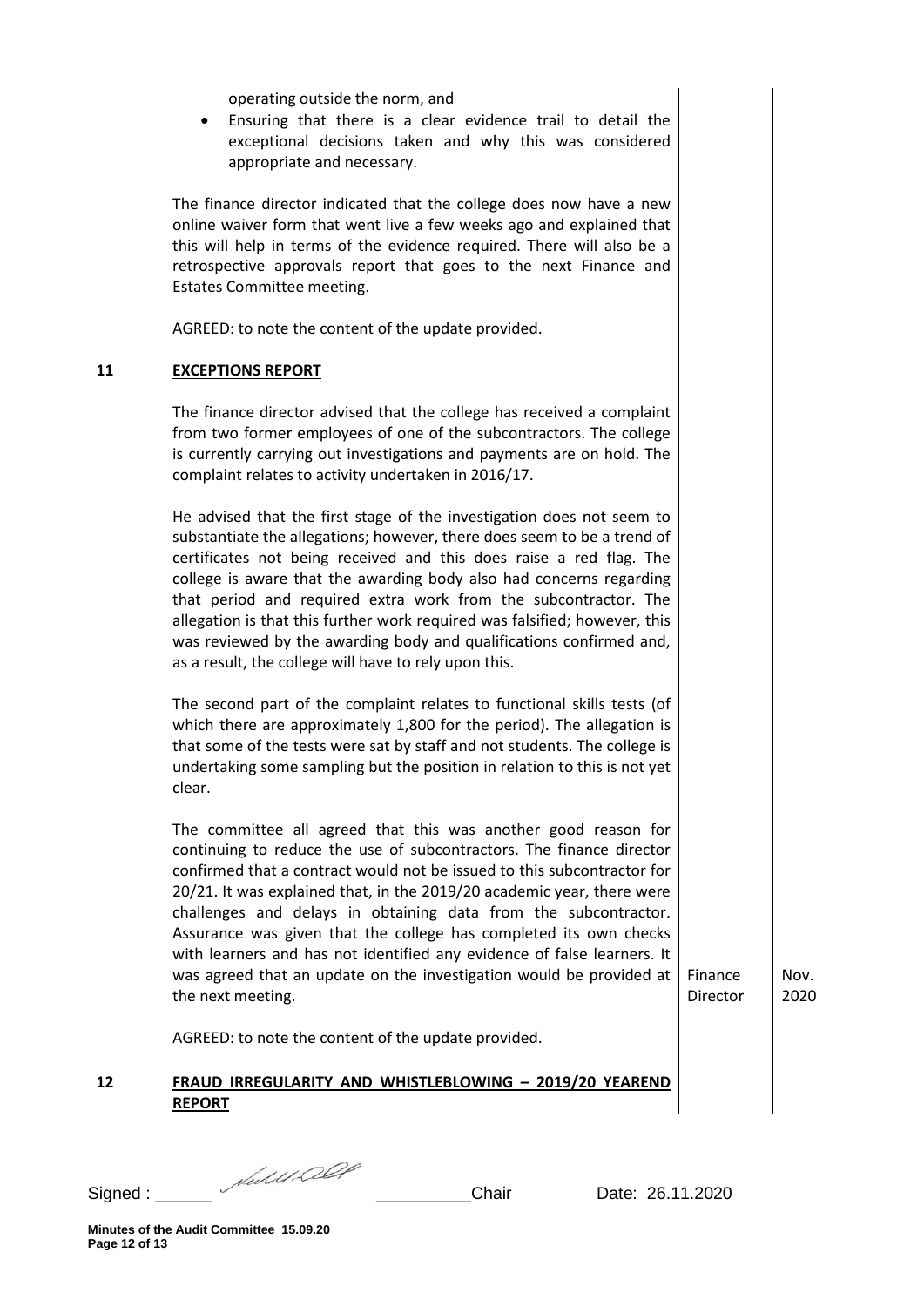operating outside the norm, and

- Ensuring that there is a clear evidence trail to detail the exceptional decisions taken and why this was considered appropriate and necessary.

The finance director indicated that the college does now have a new online waiver form that went live a few weeks ago and explained that this will help in terms of the evidence required. There will also be a retrospective approvals report that goes to the next Finance and Estates Committee meeting.

AGREED: to note the content of the update provided.

## 11 EXCEPTIONS REPORT

The finance director advised that the college has received a complaint from two former employees of one of the subcontractors. The college is currently carrying out investigations and payments are on hold. The complaint relates to activity undertaken in 2016/17.

He advised that the first stage of the investigation does not seem to substantiate the allegations; however, there does seem to be a trend of certificates not being received and this does raise a red flag. The college is aware that the awarding body also had concerns regarding that period and required extra work from the subcontractor. The allegation is that this further work required was falsified; however, this was reviewed by the awarding body and qualifications confirmed and, as a result, the college will have to rely upon this.

The second part of the complaint relates to functional skills tests (of which there are approximately 1,800 for the period). The allegation is that some of the tests were sat by staff and not students. The college is undertaking some sampling but the position in relation to this is not yet clear.

The committee all agreed that this was another good reason for continuing to reduce the use of subcontractors. The finance director confirmed that a contract would not be issued to this subcontractor for 20/21. It was explained that, in the 2019/20 academic year, there were challenges and delays in obtaining data from the subcontractor. Assurance was given that the college has completed its own checks with learners and has not identified any evidence of false learners. It was agreed that an update on the investigation would be provided at the next meeting. — **Finance Director** — **Nov. 2020**

AGREED: to note the content of the update provided.

## 12 FRAUD IRREGULARITY AND WHISTLEBLOWING – 2019/20 YEAREND REPORT

Signed : ______ __________Chair Date: 26.11.2020

Minutes of the Audit Committee 15.09.20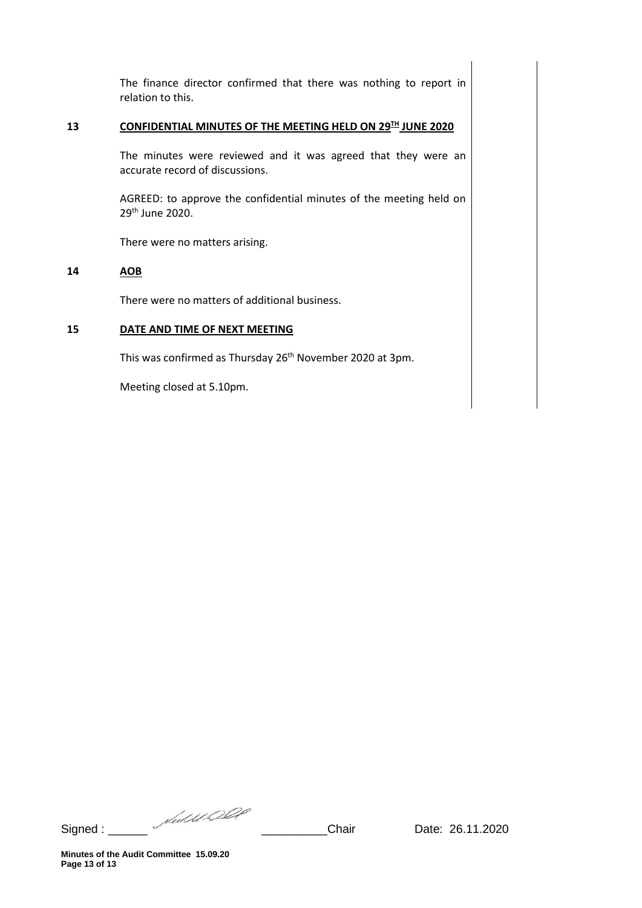The finance director confirmed that there was nothing to report in relation to this.

**13 CONFIDENTIAL MINUTES OF THE MEETING HELD ON 29TH JUNE 2020**

The minutes were reviewed and it was agreed that they were an accurate record of discussions.

AGREED: to approve the confidential minutes of the meeting held on 29th June 2020.

There were no matters arising.

**14 AOB**

There were no matters of additional business.

**15 DATE AND TIME OF NEXT MEETING**

This was confirmed as Thursday 26th November 2020 at 3pm.

Meeting closed at 5.10pm.

Signed : ______ __________Chair Date: 26.11.2020

**Minutes of the Audit Committee 15.09.20**